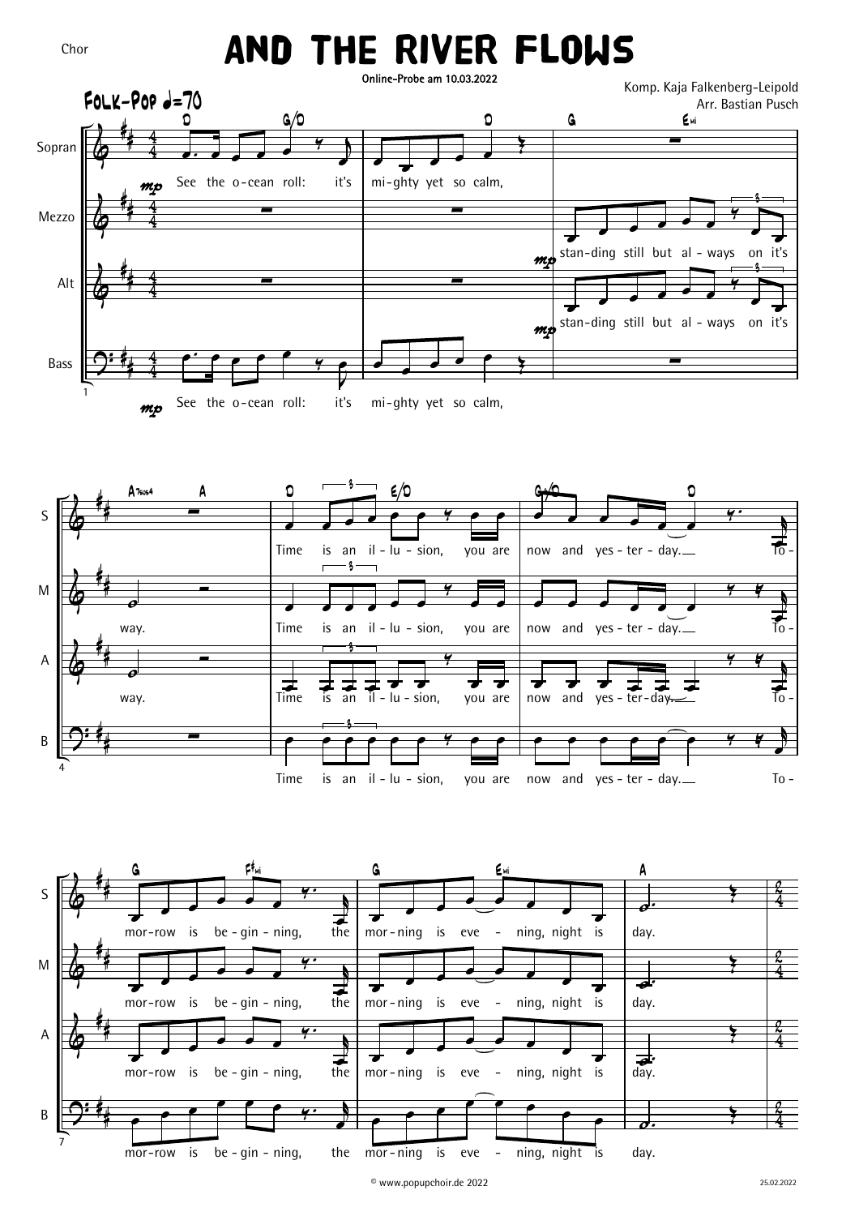Chor

# AND THE RIVER FLOWS

Online-Probe am 10.03.2022

Komp. Kaja Falkenberg-Leipold
Arr. Bastian Pusch

Folk-Pop ♩=70

See the o-cean roll: it's mi-ghty yet so calm,

stan-ding still but al-ways on it's way.

Time is an il-lu-sion, you are now and yes-ter-day.

To-mor-row is be-gin-ning, the mor-ning is eve-ning, night is day.

© www.popupchoir.de 2022

25.02.2022